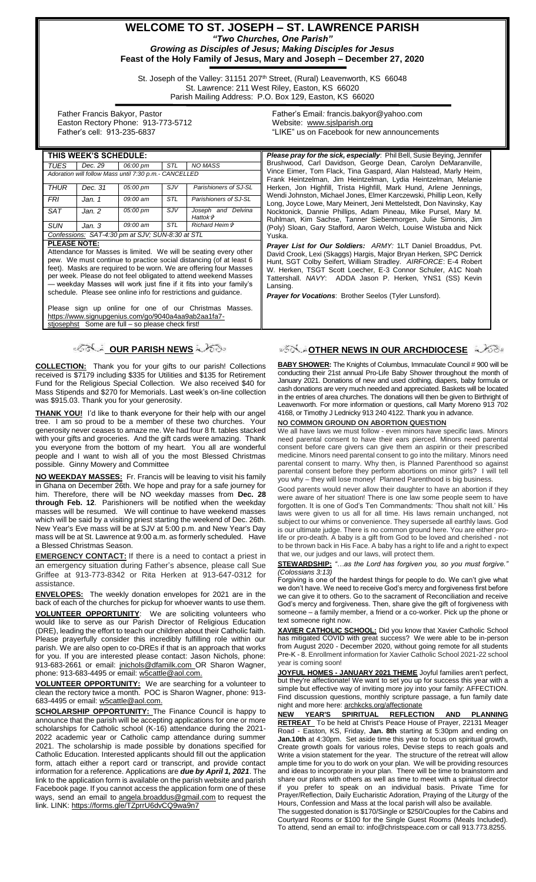# WELCOME TO ST. JOSEPH – ST. LAWRENCE PARISH

***"Two Churches, One Parish"***

***Growing as Disciples of Jesus; Making Disciples for Jesus***

**Feast of the Holy Family of Jesus, Mary and Joseph – December 27, 2020**

St. Joseph of the Valley: 31151 207th Street, (Rural) Leavenworth, KS 66048
St. Lawrence: 211 West Riley, Easton, KS 66020
Parish Mailing Address: P.O. Box 129, Easton, KS 66020

Father Francis Bakyor, Pastor
Easton Rectory Phone: 913-773-5712
Father's cell: 913-235-6837

Father's Email: francis.bakyor@yahoo.com
Website: www.sjslparish.org
"LIKE" us on Facebook for new announcements

| THIS WEEK'S SCHEDULE: | | | | |
|---|---|---|---|---|
| *TUES* | *Dec. 29* | *06:00 pm* | *STL* | *NO MASS* |
| *Adoration will follow Mass until 7:30 p.m.- CANCELLED* | | | | |
| *THUR* | *Dec. 31* | *05:00 pm* | *SJV* | *Parishioners of SJ-SL* |
| *FRI* | *Jan. 1* | *09:00 am* | *STL* | *Parishioners of SJ-SL* |
| *SAT* | *Jan. 2* | *05:00 pm* | *SJV* | *Joseph and Delvina Hattok* ✞ |
| *SUN* | *Jan. 3* | *09:00 am* | *STL* | *Richard Heim* ✞ |
| *Confessions: SAT-4:30 pm at SJV; SUN-8:30 at STL* | | | | |

**PLEASE NOTE:**

Attendance for Masses is limited. We will be seating every other pew. We must continue to practice social distancing (of at least 6 feet). Masks are required to be worn. We are offering four Masses per week. Please do not feel obligated to attend weekend Masses — weekday Masses will work just fine if it fits into your family's schedule. Please see online info for restrictions and guidance.

Please sign up online for one of our Christmas Masses. https://www.signupgenius.com/go/9040a4aa9ab2aa1fa7-stjosephst Some are full – so please check first!

***Please pray for the sick, especially***: Phil Bell, Susie Beying, Jennifer Brushwood, Carl Davidson, George Dean, Carolyn DeMaranville, Vince Eimer, Tom Flack, Tina Gaspard, Alan Halstead, Marly Heim, Frank Heintzelman, Jim Heintzelman, Lydia Heintzelman, Melanie Herken, Jon Highfill, Trista Highfill, Mark Hund, Arlene Jennings, Wendi Johnston, Michael Jones, Elmer Karczewski, Phillip Leon, Kelly Long, Joyce Lowe, Mary Meinert, Jeni Mettelstedt, Don Navinsky, Kay Nocktonick, Dannie Phillips, Adam Pineau, Mike Pursel, Mary M. Ruhlman, Kim Sachse, Tanner Siebenmorgen, Julie Simonis, Jim (Poly) Sloan, Gary Stafford, Aaron Welch, Louise Wistuba and Nick Yuska.

***Prayer List for Our Soldiers:*** *ARMY*: 1LT Daniel Broaddus, Pvt. David Crook, Lexi (Skaggs) Hargis, Major Bryan Herken, SPC Derrick Hunt, SGT Colby Seifert, William Stradley. *AIRFORCE*: E-4 Robert W. Herken, TSGT Scott Loecher, E-3 Connor Schuler, A1C Noah Tattershall. *NAVY*: ADDA Jason P. Herken, YNS1 (SS) Kevin Lansing.

***Prayer for Vocations***: Brother Seelos (Tyler Lunsford).

## OUR PARISH NEWS

**COLLECTION:** Thank you for your gifts to our parish! Collections received is $7179 including $335 for Utilities and $135 for Retirement Fund for the Religious Special Collection. We also received $40 for Mass Stipends and $270 for Memorials. Last week's on-line collection was $915.03. Thank you for your generosity.

**THANK YOU!** I'd like to thank everyone for their help with our angel tree. I am so proud to be a member of these two churches. Your generosity never ceases to amaze me. We had four 8 ft. tables stacked with your gifts and groceries. And the gift cards were amazing. Thank you everyone from the bottom of my heart. You all are wonderful people and I want to wish all of you the most Blessed Christmas possible. Ginny Mowery and Committee

**NO WEEKDAY MASSES:** Fr. Francis will be leaving to visit his family in Ghana on December 26th. We hope and pray for a safe journey for him. Therefore, there will be NO weekday masses from **Dec. 28 through Feb. 12**. Parishioners will be notified when the weekday masses will be resumed. We will continue to have weekend masses which will be said by a visiting priest starting the weekend of Dec. 26th. New Year's Eve mass will be at SJV at 5:00 p.m. and New Year's Day mass will be at St. Lawrence at 9:00 a.m. as formerly scheduled. Have a Blessed Christmas Season.

**EMERGENCY CONTACT:** If there is a need to contact a priest in an emergency situation during Father's absence, please call Sue Griffee at 913-773-8342 or Rita Herken at 913-647-0312 for assistance.

**ENVELOPES:** The weekly donation envelopes for 2021 are in the back of each of the churches for pickup for whoever wants to use them.

**VOLUNTEER OPPORTUNITY**: We are soliciting volunteers who would like to serve as our Parish Director of Religious Education (DRE), leading the effort to teach our children about their Catholic faith. Please prayerfully consider this incredibly fulfilling role within our parish. We are also open to co-DREs if that is an approach that works for you. If you are interested please contact: Jason Nichols, phone: 913-683-2661 or email: jnichols@dfamilk.com OR Sharon Wagner, phone: 913-683-4495 or email: w5cattle@aol.com.

**VOLUNTEER OPPORTUNITY:** We are searching for a volunteer to clean the rectory twice a month. POC is Sharon Wagner, phone: 913-683-4495 or email: w5cattle@aol.com.

**SCHOLARSHIP OPPORTUNITY:** The Finance Council is happy to announce that the parish will be accepting applications for one or more scholarships for Catholic school (K-16) attendance during the 2021-2022 academic year or Catholic camp attendance during summer 2021. The scholarship is made possible by donations specified for Catholic Education. Interested applicants should fill out the application form, attach either a report card or transcript, and provide contact information for a reference. Applications are ***due by April 1, 2021***. The link to the application form is available on the parish website and parish Facebook page. If you cannot access the application form one of these ways, send an email to angela.broaddus@gmail.com to request the link. LINK: https://forms.gle/TZprrU6dvCQ9wa9n7

## OTHER NEWS IN OUR ARCHDIOCESE

**BABY SHOWER:** The Knights of Columbus, Immaculate Council # 900 will be conducting their 21st annual Pro-Life Baby Shower throughout the month of January 2021. Donations of new and used clothing, diapers, baby formula or cash donations are very much needed and appreciated. Baskets will be located in the entries of area churches. The donations will then be given to Birthright of Leavenworth. For more information or questions, call Marty Moreno 913 702 4168, or Timothy J Lednicky 913 240 4122. Thank you in advance.

**NO COMMON GROUND ON ABORTION QUESTION**

We all have laws we must follow - even minors have specific laws. Minors need parental consent to have their ears pierced. Minors need parental consent before care givers can give them an aspirin or their prescribed medicine. Minors need parental consent to go into the military. Minors need parental consent to marry. Why then, is Planned Parenthood so against parental consent before they perform abortions on minor girls? I will tell you why – they will lose money! Planned Parenthood is big business.

Good parents would never allow their daughter to have an abortion if they were aware of her situation! There is one law some people seem to have forgotten. It is one of God's Ten Commandments: 'Thou shalt not kill.' His laws were given to us all for all time. His laws remain unchanged, not subject to our whims or convenience. They supersede all earthly laws. God is our ultimate judge. There is no common ground here. You are either pro-life or pro-death. A baby is a gift from God to be loved and cherished - not to be thrown back in His Face. A baby has a right to life and a right to expect that we, our judges and our laws, will protect them.

**STEWARDSHIP:** *"…as the Lord has forgiven you, so you must forgive." (Colossians 3:13)*

Forgiving is one of the hardest things for people to do. We can't give what we don't have. We need to receive God's mercy and forgiveness first before we can give it to others. Go to the sacrament of Reconciliation and receive God's mercy and forgiveness. Then, share give the gift of forgiveness with someone – a family member, a friend or a co-worker. Pick up the phone or text someone right now.

**XAVIER CATHOLIC SCHOOL:** Did you know that Xavier Catholic School has mitigated COVID with great success? We were able to be in-person from August 2020 - December 2020, without going remote for all students Pre-K - 8. Enrollment information for Xavier Catholic School 2021-22 school year is coming soon!

**JOYFUL HOMES - JANUARY 2021 THEME** Joyful families aren't perfect, but they're affectionate! We want to set you up for success this year with a simple but effective way of inviting more joy into your family: AFFECTION. Find discussion questions, monthly scripture passage, a fun family date night and more here: archkcks.org/affectionate

**NEW YEAR'S SPIRITUAL REFLECTION AND PLANNING RETREAT** To be held at Christ's Peace House of Prayer, 22131 Meager Road - Easton, KS, Friday, **Jan. 8th** starting at 5:30pm and ending on **Jan.10th** at 4:30pm. Set aside time this year to focus on spiritual growth, Create growth goals for various roles, Devise steps to reach goals and Write a vision statement for the year. The structure of the retreat will allow ample time for you to do work on your plan. We will be providing resources and ideas to incorporate in your plan. There will be time to brainstorm and share our plans with others as well as time to meet with a spiritual director if you prefer to speak on an individual basis. Private Time for Prayer/Reflection, Daily Eucharistic Adoration, Praying of the Liturgy of the Hours, Confession and Mass at the local parish will also be available.

The suggested donation is $170/Single or $250/Couples for the Cabins and Courtyard Rooms or $100 for the Single Guest Rooms (Meals Included). To attend, send an email to: info@christspeace.com or call 913.773.8255.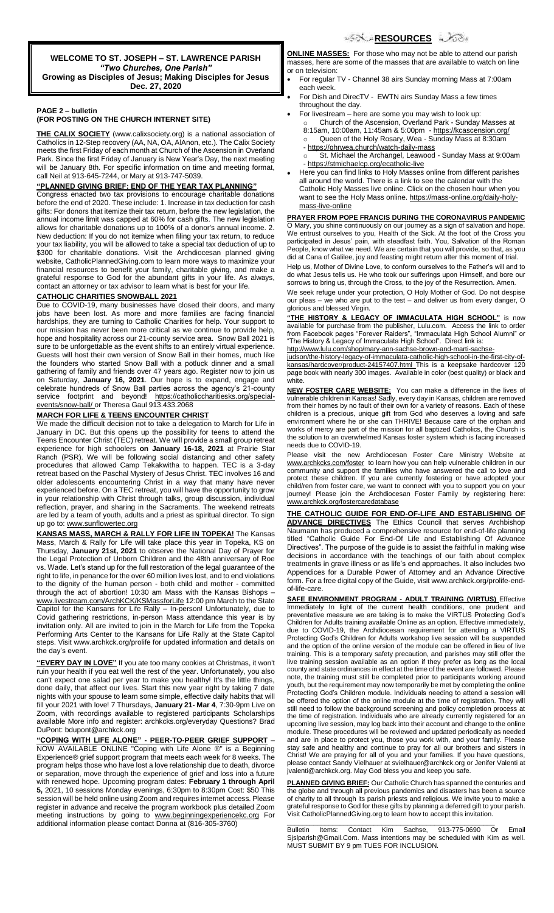**WELCOME TO ST. JOSEPH – ST. LAWRENCE PARISH**
***"Two Churches, One Parish"***
**Growing as Disciples of Jesus; Making Disciples for Jesus**
**Dec. 27, 2020**

**PAGE 2 – bulletin**
**(FOR POSTING ON THE CHURCH INTERNET SITE)**

**THE CALIX SOCIETY** (www.calixsociety.org) is a national association of Catholics in 12-Step recovery (AA, NA, OA, AlAnon, etc.). The Calix Society meets the first Friday of each month at Church of the Ascension in Overland Park. Since the first Friday of January is New Year's Day, the next meeting will be January 8th. For specific information on time and meeting format, call Neil at 913-645-7244, or Mary at 913-747-5039.

**"PLANNED GIVING BRIEF: END OF THE YEAR TAX PLANNING"**

Congress enacted two tax provisions to encourage charitable donations before the end of 2020. These include: 1. Increase in tax deduction for cash gifts: For donors that itemize their tax return, before the new legislation, the annual income limit was capped at 60% for cash gifts. The new legislation allows for charitable donations up to 100% of a donor's annual income. 2. New deduction: If you do not itemize when filing your tax return, to reduce your tax liability, you will be allowed to take a special tax deduction of up to $300 for charitable donations. Visit the Archdiocesan planned giving website, CatholicPlannedGiving.com to learn more ways to maximize your financial resources to benefit your family, charitable giving, and make a grateful response to God for the abundant gifts in your life. As always, contact an attorney or tax advisor to learn what is best for your life.

**CATHOLIC CHARITIES SNOWBALL 2021**

Due to COVID-19, many businesses have closed their doors, and many jobs have been lost. As more and more families are facing financial hardships, they are turning to Catholic Charities for help. Your support to our mission has never been more critical as we continue to provide help, hope and hospitality across our 21-county service area. Snow Ball 2021 is sure to be unforgettable as the event shifts to an entirely virtual experience. Guests will host their own version of Snow Ball in their homes, much like the founders who started Snow Ball with a potluck dinner and a small gathering of family and friends over 47 years ago. Register now to join us on Saturday, **January 16, 2021**. Our hope is to expand, engage and celebrate hundreds of Snow Ball parties across the agency's 21-county service footprint and beyond! https://catholiccharitiesks.org/special-events/snow-ball/ or Theresa Gaul 913.433.2068

**MARCH FOR LIFE & TEENS ENCOUNTER CHRIST**

We made the difficult decision not to take a delegation to March for Life in January in DC. But this opens up the possibility for teens to attend the Teens Encounter Christ (TEC) retreat. We will provide a small group retreat experience for high schoolers **on January 16-18, 2021** at Prairie Star Ranch (PSR). We will be following social distancing and other safety procedures that allowed Camp Tekakwitha to happen. TEC is a 3-day retreat based on the Paschal Mystery of Jesus Christ. TEC involves 16 and older adolescents encountering Christ in a way that many have never experienced before. On a TEC retreat, you will have the opportunity to grow in your relationship with Christ through talks, group discussion, individual reflection, prayer, and sharing in the Sacraments. The weekend retreats are led by a team of youth, adults and a priest as spiritual director. To sign up go to: www.sunflowertec.org

**KANSAS MASS, MARCH & RALLY FOR LIFE IN TOPEKA!** The Kansas Mass, March & Rally for Life will take place this year in Topeka, KS on Thursday, **January 21st, 2021** to observe the National Day of Prayer for the Legal Protection of Unborn Children and the 48th anniversary of Roe vs. Wade. Let's stand up for the full restoration of the legal guarantee of the right to life, in penance for the over 60 million lives lost, and to end violations to the dignity of the human person - both child and mother - committed through the act of abortion! 10:30 am Mass with the Kansas Bishops – www.livestream.com/ArchKCK/KSMassforLife 12:00 pm March to the State Capitol for the Kansans for Life Rally – In-person! Unfortunately, due to Covid gathering restrictions, in-person Mass attendance this year is by invitation only. All are invited to join in the March for Life from the Topeka Performing Arts Center to the Kansans for Life Rally at the State Capitol steps. Visit www.archkck.org/prolife for updated information and details on the day's event.

**"EVERY DAY IN LOVE"** If you ate too many cookies at Christmas, it won't ruin your health if you eat well the rest of the year. Unfortunately, you also can't expect one salad per year to make you healthy! It's the little things, done daily, that affect our lives. Start this new year right by taking 7 date nights with your spouse to learn some simple, effective daily habits that will fill your 2021 with love! 7 Thursdays, **January 21- Mar 4**, 7:30-9pm Live on Zoom, with recordings available to registered participants Scholarships available More info and register: archkcks.org/everyday Questions? Brad DuPont: bdupont@archkck.org

**"COPING WITH LIFE ALONE" - PEER-TO-PEER GRIEF SUPPORT** – NOW AVAILABLE ONLINE "Coping with Life Alone ®" is a Beginning Experience® grief support program that meets each week for 8 weeks. The program helps those who have lost a love relationship due to death, divorce or separation, move through the experience of grief and loss into a future with renewed hope. Upcoming program dates: **February 1 through April 5,** 2021, 10 sessions Monday evenings, 6:30pm to 8:30pm Cost: $50 This session will be held online using Zoom and requires internet access. Please register in advance and receive the program workbook plus detailed Zoom meeting instructions by going to www.beginningexperiencekc.org For additional information please contact Donna at (816-305-3760)

## RESOURCES

**ONLINE MASSES:** For those who may not be able to attend our parish masses, here are some of the masses that are available to watch on line or on television:

- For regular TV - Channel 38 airs Sunday morning Mass at 7:00am each week.
- For Dish and DirecTV - EWTN airs Sunday Mass a few times throughout the day.
- For livestream – here are some you may wish to look up:
  - Church of the Ascension, Overland Park - Sunday Masses at 8:15am, 10:00am, 11:45am & 5:00pm - https://kcascension.org/
  - Queen of the Holy Rosary, Wea - Sunday Mass at 8:30am - https://qhrwea.church/watch-daily-mass
  - St. Michael the Archangel, Leawood - Sunday Mass at 9:00am - https://stmichaelcp.org/ecatholic-live
- Here you can find links to Holy Masses online from different parishes all around the world. There is a link to see the calendar with the Catholic Holy Masses live online. Click on the chosen hour when you want to see the Holy Mass online. https://mass-online.org/daily-holy-mass-live-online

**PRAYER FROM POPE FRANCIS DURING THE CORONAVIRUS PANDEMIC**

O Mary, you shine continuously on our journey as a sign of salvation and hope. We entrust ourselves to you, Health of the Sick. At the foot of the Cross you participated in Jesus' pain, with steadfast faith. You, Salvation of the Roman People, know what we need. We are certain that you will provide, so that, as you did at Cana of Galilee, joy and feasting might return after this moment of trial.

Help us, Mother of Divine Love, to conform ourselves to the Father's will and to do what Jesus tells us. He who took our sufferings upon Himself, and bore our sorrows to bring us, through the Cross, to the joy of the Resurrection. Amen.

We seek refuge under your protection, O Holy Mother of God. Do not despise our pleas – we who are put to the test – and deliver us from every danger, O glorious and blessed Virgin.

**"THE HISTORY & LEGACY OF IMMACULATA HIGH SCHOOL"** is now available for purchase from the publisher, Lulu.com. Access the link to order from Facebook pages "Forever Raiders", "Immaculata High School Alumni" or "The History & Legacy of Immaculata High School". Direct link is: http://www.lulu.com/shop/mary-ann-sachse-brown-and-marti-sachse-judson/the-history-legacy-of-immaculata-catholic-high-school-in-the-first-city-of-kansas/hardcover/product-24157407.html This is a keepsake hardcover 120 page book with nearly 300 images. Available in color (best quality) or black and white.

**NEW FOSTER CARE WEBSITE:** You can make a difference in the lives of vulnerable children in Kansas! Sadly, every day in Kansas, children are removed from their homes by no fault of their own for a variety of reasons. Each of these children is a precious, unique gift from God who deserves a loving and safe environment where he or she can THRIVE! Because care of the orphan and works of mercy are part of the mission for all baptized Catholics, the Church is the solution to an overwhelmed Kansas foster system which is facing increased needs due to COVID-19.

Please visit the new Archdiocesan Foster Care Ministry Website at www.archkcks.com/foster to learn how you can help vulnerable children in our community and support the families who have answered the call to love and protect these children. If you are currently fostering or have adopted your child/ren from foster care, we want to connect with you to support you on your journey! Please join the Archdiocesan Foster Family by registering here: www.archkck.org/fostercaredatabase

**THE CATHOLIC GUIDE FOR END-OF-LIFE AND ESTABLISHING OF ADVANCE DIRECTIVES** The Ethics Council that serves Archbishop Naumann has produced a comprehensive resource for end-of-life planning titled "Catholic Guide For End-Of Life and Establishing Of Advance Directives". The purpose of the guide is to assist the faithful in making wise decisions in accordance with the teachings of our faith about complex treatments in grave illness or as life's end approaches. It also includes two Appendices for a Durable Power of Attorney and an Advance Directive form. For a free digital copy of the Guide, visit www.archkck.org/prolife-end-of-life-care.

**SAFE ENVIRONMENT PROGRAM - ADULT TRAINING (VIRTUS)** Effective Immediately In light of the current health conditions, one prudent and preventative measure we are taking is to make the VIRTUS Protecting God's Children for Adults training available Online as an option. Effective immediately, due to COVID-19, the Archdiocesan requirement for attending a VIRTUS Protecting God's Children for Adults workshop live session will be suspended and the option of the online version of the module can be offered in lieu of live training. This is a temporary safety precaution, and parishes may still offer the live training session available as an option if they prefer as long as the local county and state ordinances in effect at the time of the event are followed. Please note, the training must still be completed prior to participants working around youth, but the requirement may now temporarily be met by completing the online Protecting God's Children module. Individuals needing to attend a session will be offered the option of the online module at the time of registration. They will still need to follow the background screening and policy completion process at the time of registration. Individuals who are already currently registered for an upcoming live session, may log back into their account and change to the online module. These procedures will be reviewed and updated periodically as needed and are in place to protect you, those you work with, and your family. Please stay safe and healthy and continue to pray for all our brothers and sisters in Christ! We are praying for all of you and your families. If you have questions, please contact Sandy Vielhauer at svielhauer@archkck.org or Jenifer Valenti at jvalenti@archkck.org. May God bless you and keep you safe.

**PLANNED GIVING BRIEF:** Our Catholic Church has spanned the centuries and the globe and through all previous pandemics and disasters has been a source of charity to all through its parish priests and religious. We invite you to make a grateful response to God for these gifts by planning a deferred gift to your parish. Visit CatholicPlannedGiving.org to learn how to accept this invitation.

---

Bulletin Items: Contact Kim Sachse, 913-775-0690 Or Email Sjslparish@Gmail.Com. Mass intentions may be scheduled with Kim as well. MUST SUBMIT BY 9 pm TUES FOR INCLUSION.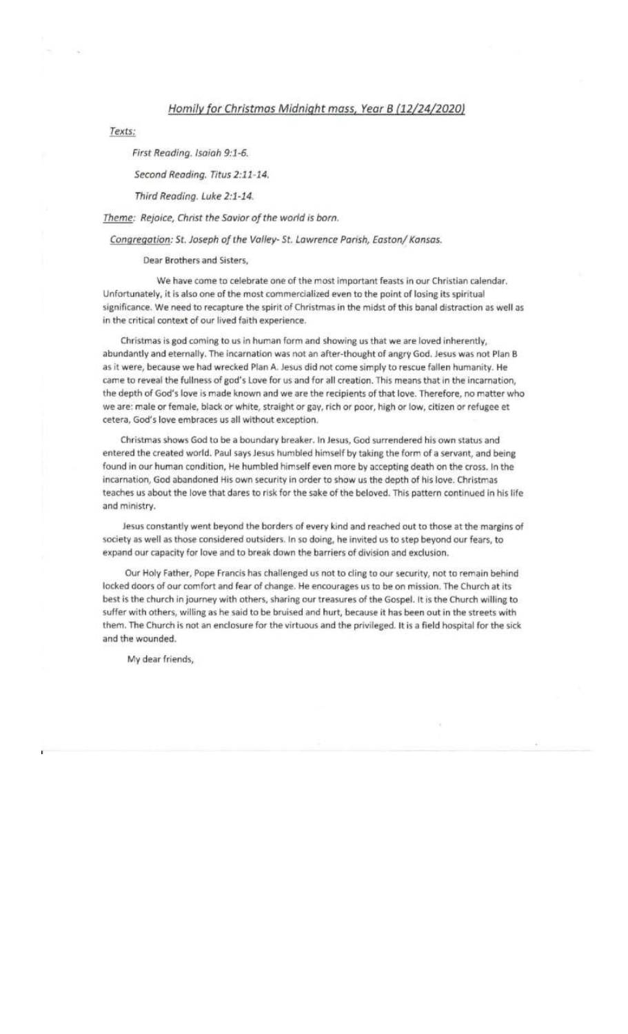*Homily for Christmas Midnight mass, Year B (12/24/2020)*

*Texts:*

*First Reading. Isaiah 9:1-6.*

*Second Reading. Titus 2:11-14.*

*Third Reading. Luke 2:1-14.*

*Theme:* *Rejoice, Christ the Savior of the world is born.*

*Congregation:* *St. Joseph of the Valley- St. Lawrence Parish, Easton/ Kansas.*

Dear Brothers and Sisters,

We have come to celebrate one of the most important feasts in our Christian calendar. Unfortunately, it is also one of the most commercialized even to the point of losing its spiritual significance. We need to recapture the spirit of Christmas in the midst of this banal distraction as well as in the critical context of our lived faith experience.

Christmas is god coming to us in human form and showing us that we are loved inherently, abundantly and eternally. The incarnation was not an after-thought of angry God. Jesus was not Plan B as it were, because we had wrecked Plan A. Jesus did not come simply to rescue fallen humanity. He came to reveal the fullness of god's Love for us and for all creation. This means that in the incarnation, the depth of God's love is made known and we are the recipients of that love. Therefore, no matter who we are: male or female, black or white, straight or gay, rich or poor, high or low, citizen or refugee et cetera, God's love embraces us all without exception.

Christmas shows God to be a boundary breaker. In Jesus, God surrendered his own status and entered the created world. Paul says Jesus humbled himself by taking the form of a servant, and being found in our human condition, He humbled himself even more by accepting death on the cross. In the incarnation, God abandoned His own security in order to show us the depth of his love. Christmas teaches us about the love that dares to risk for the sake of the beloved. This pattern continued in his life and ministry.

Jesus constantly went beyond the borders of every kind and reached out to those at the margins of society as well as those considered outsiders. In so doing, he invited us to step beyond our fears, to expand our capacity for love and to break down the barriers of division and exclusion.

Our Holy Father, Pope Francis has challenged us not to cling to our security, not to remain behind locked doors of our comfort and fear of change. He encourages us to be on mission. The Church at its best is the church in journey with others, sharing our treasures of the Gospel. It is the Church willing to suffer with others, willing as he said to be bruised and hurt, because it has been out in the streets with them. The Church is not an enclosure for the virtuous and the privileged. It is a field hospital for the sick and the wounded.

My dear friends,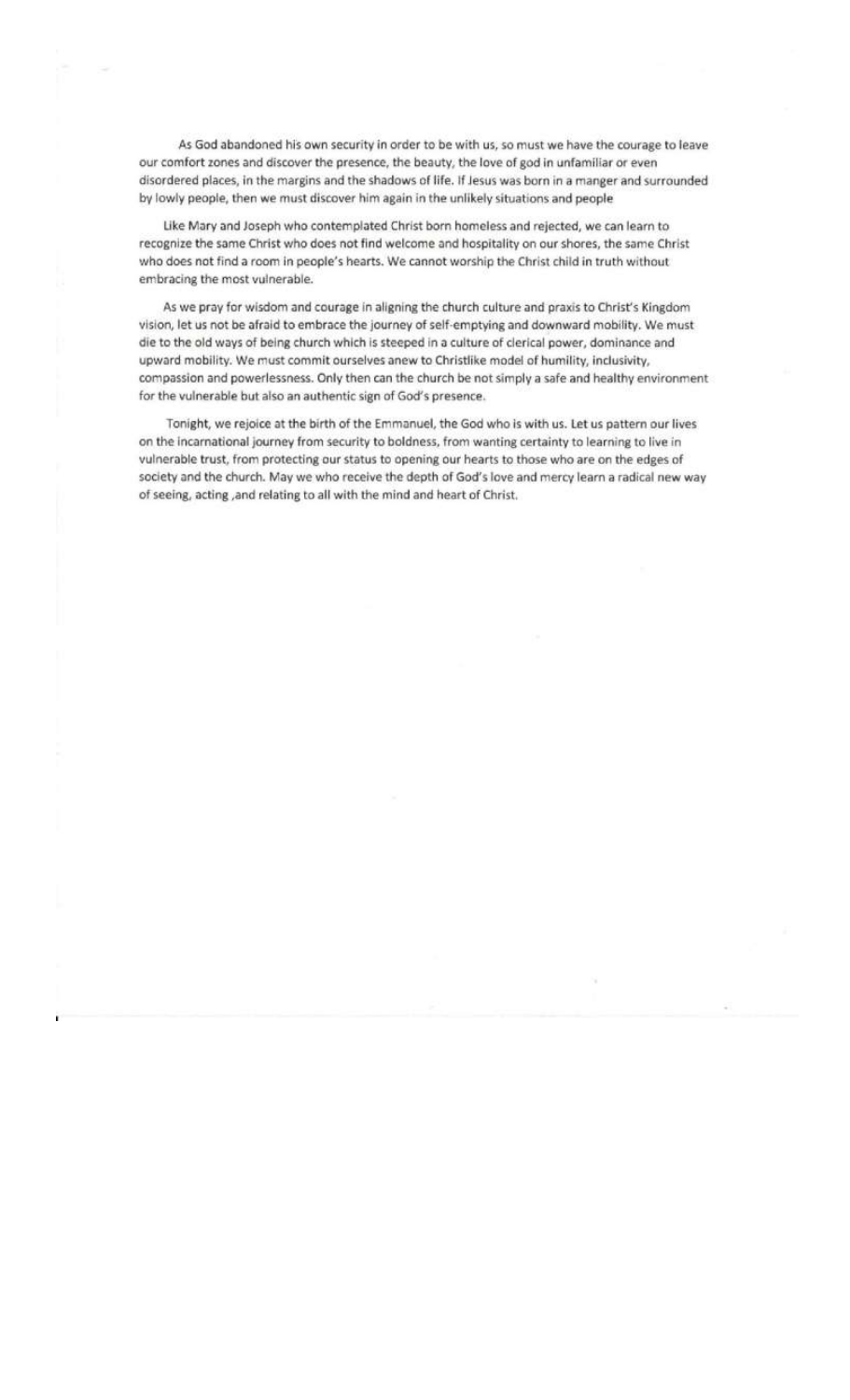As God abandoned his own security in order to be with us, so must we have the courage to leave our comfort zones and discover the presence, the beauty, the love of god in unfamiliar or even disordered places, in the margins and the shadows of life. If Jesus was born in a manger and surrounded by lowly people, then we must discover him again in the unlikely situations and people

Like Mary and Joseph who contemplated Christ born homeless and rejected, we can learn to recognize the same Christ who does not find welcome and hospitality on our shores, the same Christ who does not find a room in people's hearts. We cannot worship the Christ child in truth without embracing the most vulnerable.

As we pray for wisdom and courage in aligning the church culture and praxis to Christ's Kingdom vision, let us not be afraid to embrace the journey of self-emptying and downward mobility. We must die to the old ways of being church which is steeped in a culture of clerical power, dominance and upward mobility. We must commit ourselves anew to Christlike model of humility, inclusivity, compassion and powerlessness. Only then can the church be not simply a safe and healthy environment for the vulnerable but also an authentic sign of God's presence.

Tonight, we rejoice at the birth of the Emmanuel, the God who is with us. Let us pattern our lives on the incarnational journey from security to boldness, from wanting certainty to learning to live in vulnerable trust, from protecting our status to opening our hearts to those who are on the edges of society and the church. May we who receive the depth of God's love and mercy learn a radical new way of seeing, acting ,and relating to all with the mind and heart of Christ.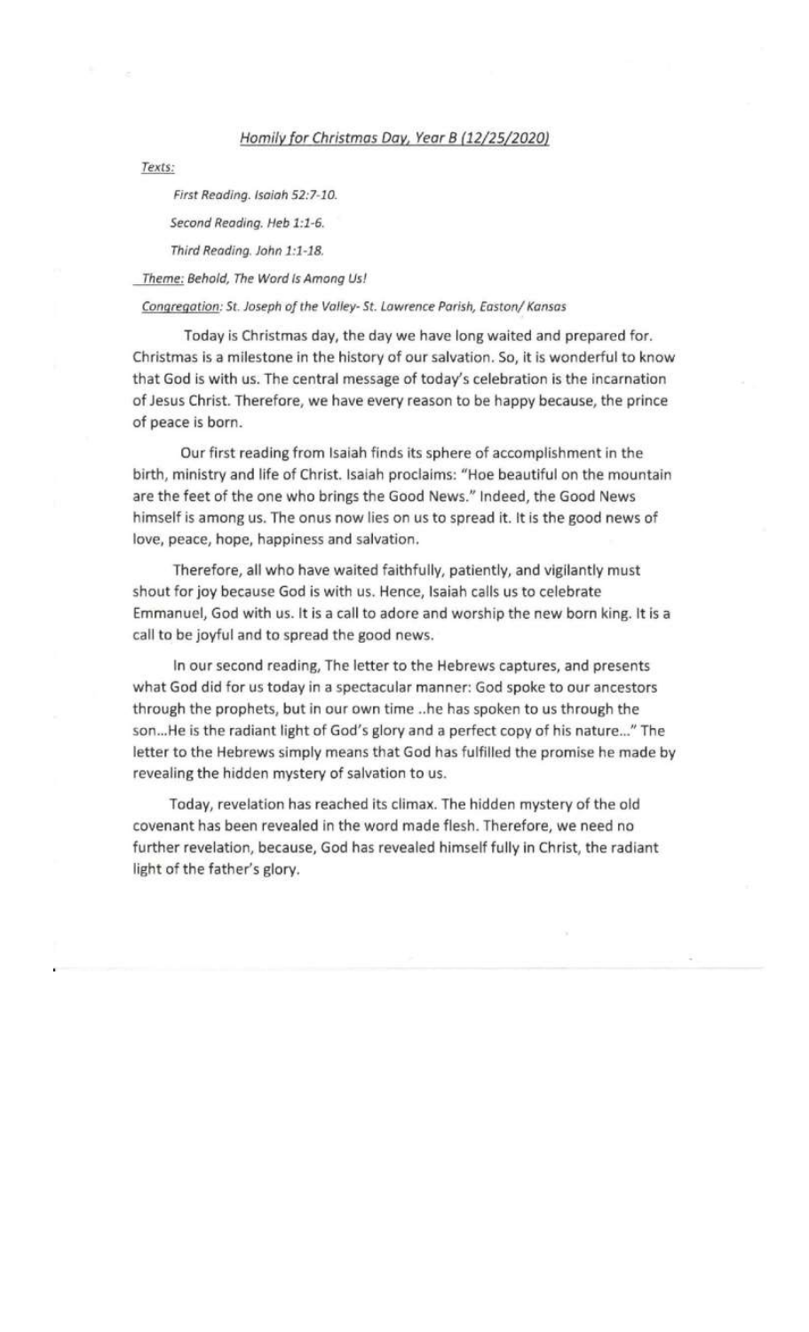*Homily for Christmas Day, Year B (12/25/2020)*

*Texts:*

*First Reading. Isaiah 52:7-10.*

*Second Reading. Heb 1:1-6.*

*Third Reading. John 1:1-18.*

*Theme: Behold, The Word Is Among Us!*

*Congregation: St. Joseph of the Valley- St. Lawrence Parish, Easton/ Kansas*

Today is Christmas day, the day we have long waited and prepared for. Christmas is a milestone in the history of our salvation. So, it is wonderful to know that God is with us. The central message of today's celebration is the incarnation of Jesus Christ. Therefore, we have every reason to be happy because, the prince of peace is born.

Our first reading from Isaiah finds its sphere of accomplishment in the birth, ministry and life of Christ. Isaiah proclaims: "Hoe beautiful on the mountain are the feet of the one who brings the Good News." Indeed, the Good News himself is among us. The onus now lies on us to spread it. It is the good news of love, peace, hope, happiness and salvation.

Therefore, all who have waited faithfully, patiently, and vigilantly must shout for joy because God is with us. Hence, Isaiah calls us to celebrate Emmanuel, God with us. It is a call to adore and worship the new born king. It is a call to be joyful and to spread the good news.

In our second reading, The letter to the Hebrews captures, and presents what God did for us today in a spectacular manner: God spoke to our ancestors through the prophets, but in our own time ..he has spoken to us through the son...He is the radiant light of God's glory and a perfect copy of his nature..." The letter to the Hebrews simply means that God has fulfilled the promise he made by revealing the hidden mystery of salvation to us.

Today, revelation has reached its climax. The hidden mystery of the old covenant has been revealed in the word made flesh. Therefore, we need no further revelation, because, God has revealed himself fully in Christ, the radiant light of the father's glory.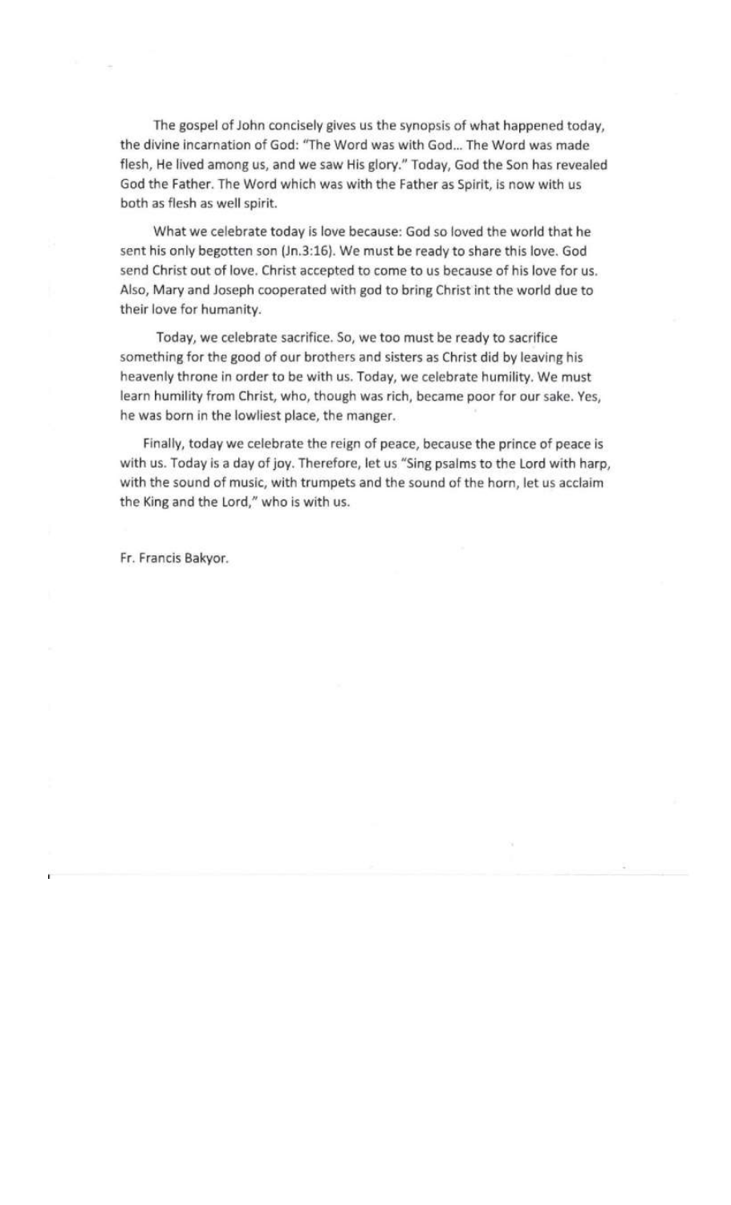The gospel of John concisely gives us the synopsis of what happened today, the divine incarnation of God: "The Word was with God… The Word was made flesh, He lived among us, and we saw His glory." Today, God the Son has revealed God the Father. The Word which was with the Father as Spirit, is now with us both as flesh as well spirit.

What we celebrate today is love because: God so loved the world that he sent his only begotten son (Jn.3:16). We must be ready to share this love. God send Christ out of love. Christ accepted to come to us because of his love for us. Also, Mary and Joseph cooperated with god to bring Christ int the world due to their love for humanity.

Today, we celebrate sacrifice. So, we too must be ready to sacrifice something for the good of our brothers and sisters as Christ did by leaving his heavenly throne in order to be with us. Today, we celebrate humility. We must learn humility from Christ, who, though was rich, became poor for our sake. Yes, he was born in the lowliest place, the manger.

Finally, today we celebrate the reign of peace, because the prince of peace is with us. Today is a day of joy. Therefore, let us "Sing psalms to the Lord with harp, with the sound of music, with trumpets and the sound of the horn, let us acclaim the King and the Lord," who is with us.

Fr. Francis Bakyor.